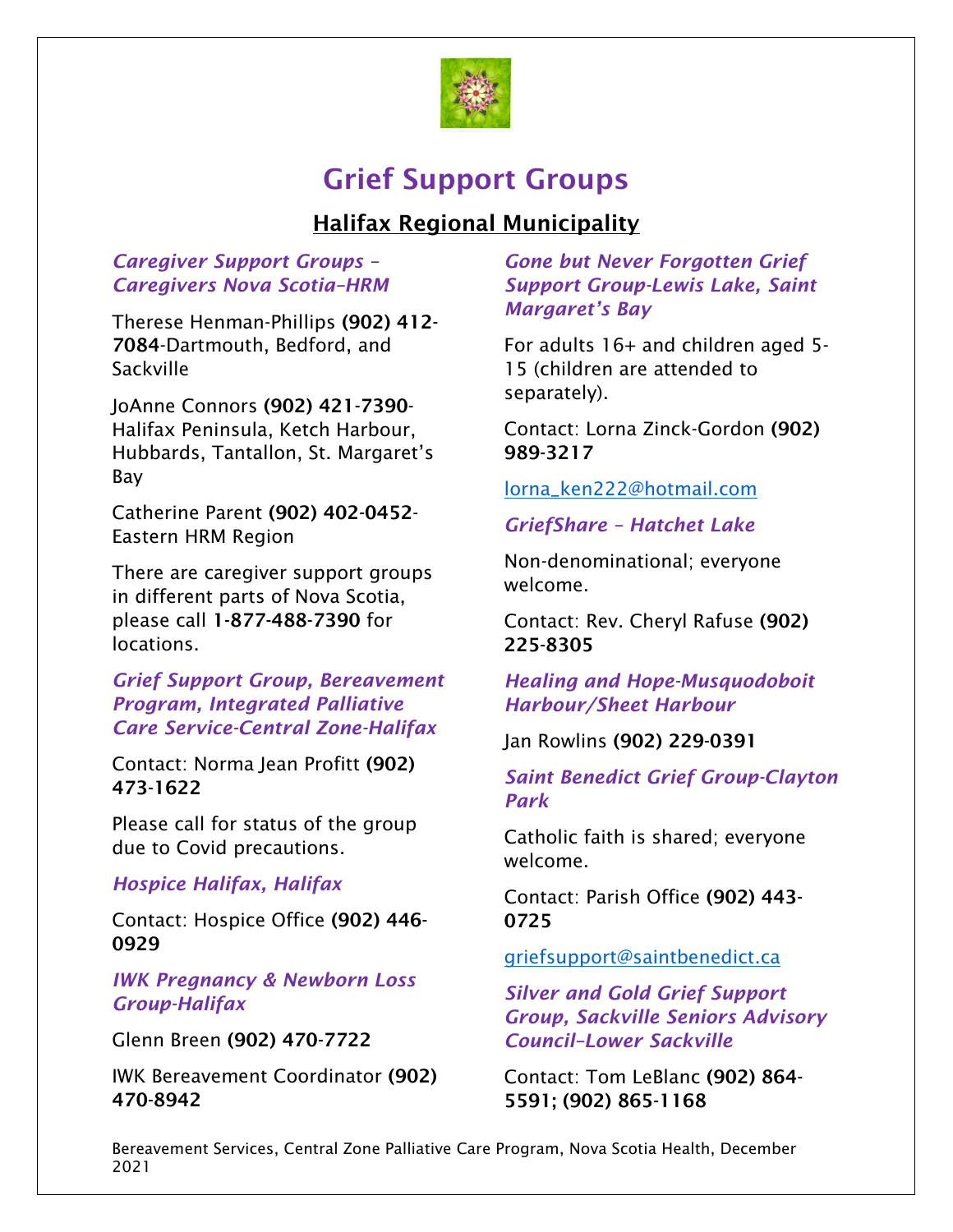# Grief Support Groups

## Halifax Regional Municipality

### *Caregiver Support Groups – Caregivers Nova Scotia–HRM*

Therese Henman-Phillips **(902) 412-7084**-Dartmouth, Bedford, and Sackville

JoAnne Connors **(902) 421-7390**-Halifax Peninsula, Ketch Harbour, Hubbards, Tantallon, St. Margaret's Bay

Catherine Parent **(902) 402-0452**-Eastern HRM Region

There are caregiver support groups in different parts of Nova Scotia, please call **1-877-488-7390** for locations.

### *Grief Support Group, Bereavement Program, Integrated Palliative Care Service-Central Zone-Halifax*

Contact: Norma Jean Profitt **(902) 473-1622**

Please call for status of the group due to Covid precautions.

### *Hospice Halifax, Halifax*

Contact: Hospice Office **(902) 446-0929**

### *IWK Pregnancy & Newborn Loss Group-Halifax*

Glenn Breen **(902) 470-7722**

IWK Bereavement Coordinator **(902) 470-8942**

### *Gone but Never Forgotten Grief Support Group-Lewis Lake, Saint Margaret's Bay*

For adults 16+ and children aged 5-15 (children are attended to separately).

Contact: Lorna Zinck-Gordon **(902) 989-3217**

lorna_ken222@hotmail.com

### *GriefShare – Hatchet Lake*

Non-denominational; everyone welcome.

Contact: Rev. Cheryl Rafuse **(902) 225-8305**

### *Healing and Hope-Musquodoboit Harbour/Sheet Harbour*

Jan Rowlins **(902) 229-0391**

### *Saint Benedict Grief Group-Clayton Park*

Catholic faith is shared; everyone welcome.

Contact: Parish Office **(902) 443-0725**

griefsupport@saintbenedict.ca

### *Silver and Gold Grief Support Group, Sackville Seniors Advisory Council–Lower Sackville*

Contact: Tom LeBlanc **(902) 864-5591; (902) 865-1168**

Bereavement Services, Central Zone Palliative Care Program, Nova Scotia Health, December 2021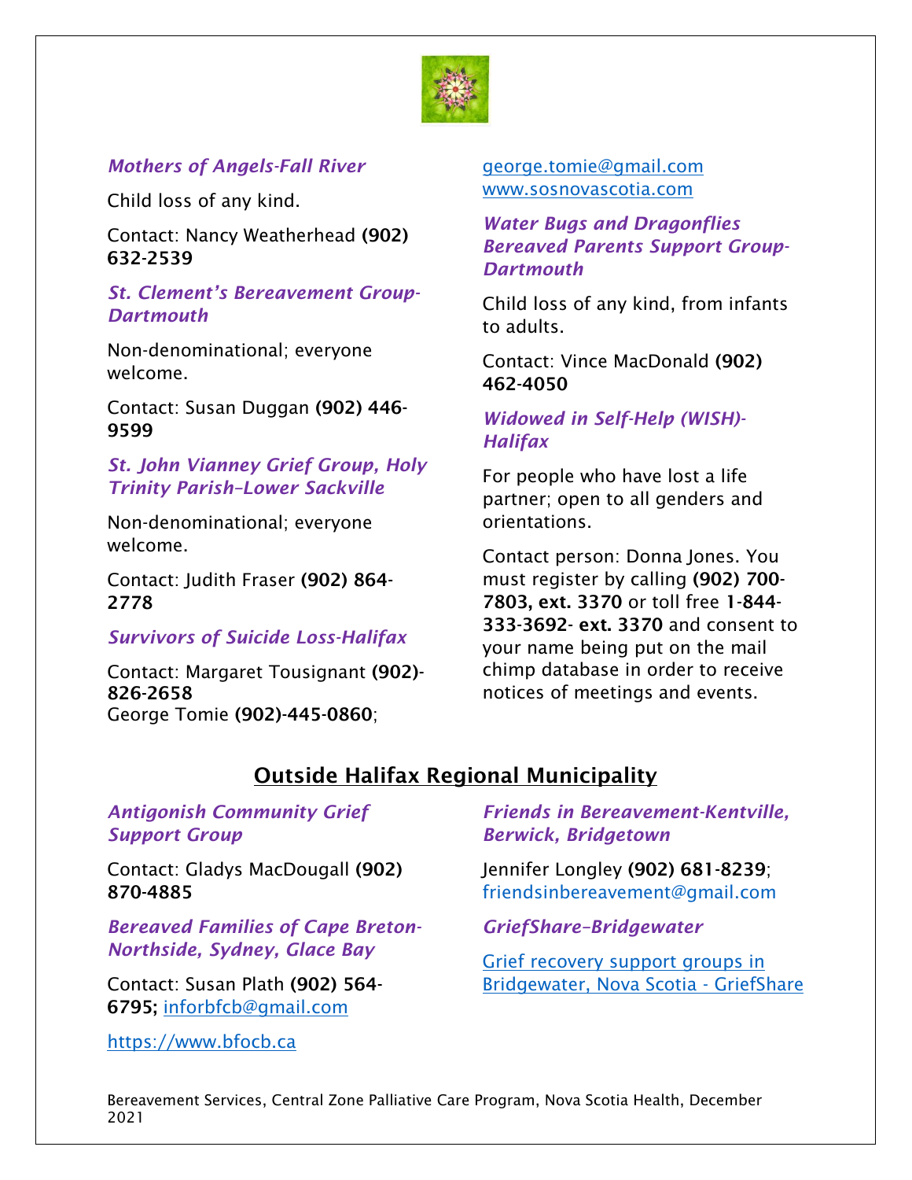*Mothers of Angels-Fall River*

Child loss of any kind.

Contact: Nancy Weatherhead **(902) 632-2539**

*St. Clement's Bereavement Group-Dartmouth*

Non-denominational; everyone welcome.

Contact: Susan Duggan **(902) 446-9599**

*St. John Vianney Grief Group, Holy Trinity Parish–Lower Sackville*

Non-denominational; everyone welcome.

Contact: Judith Fraser **(902) 864-2778**

*Survivors of Suicide Loss-Halifax*

Contact: Margaret Tousignant **(902)-826-2658**
George Tomie **(902)-445-0860**; george.tomie@gmail.com
www.sosnovascotia.com

*Water Bugs and Dragonflies Bereaved Parents Support Group-Dartmouth*

Child loss of any kind, from infants to adults.

Contact: Vince MacDonald **(902) 462-4050**

*Widowed in Self-Help (WISH)-Halifax*

For people who have lost a life partner; open to all genders and orientations.

Contact person: Donna Jones. You must register by calling **(902) 700-7803, ext. 3370** or toll free **1-844-333-3692- ext. 3370** and consent to your name being put on the mail chimp database in order to receive notices of meetings and events.

## Outside Halifax Regional Municipality

*Antigonish Community Grief Support Group*

Contact: Gladys MacDougall **(902) 870-4885**

*Bereaved Families of Cape Breton-Northside, Sydney, Glace Bay*

Contact: Susan Plath **(902) 564-6795;** inforbfcb@gmail.com

https://www.bfocb.ca

*Friends in Bereavement-Kentville, Berwick, Bridgetown*

Jennifer Longley **(902) 681-8239**; friendsinbereavement@gmail.com

*GriefShare–Bridgewater*

Grief recovery support groups in Bridgewater, Nova Scotia - GriefShare

Bereavement Services, Central Zone Palliative Care Program, Nova Scotia Health, December 2021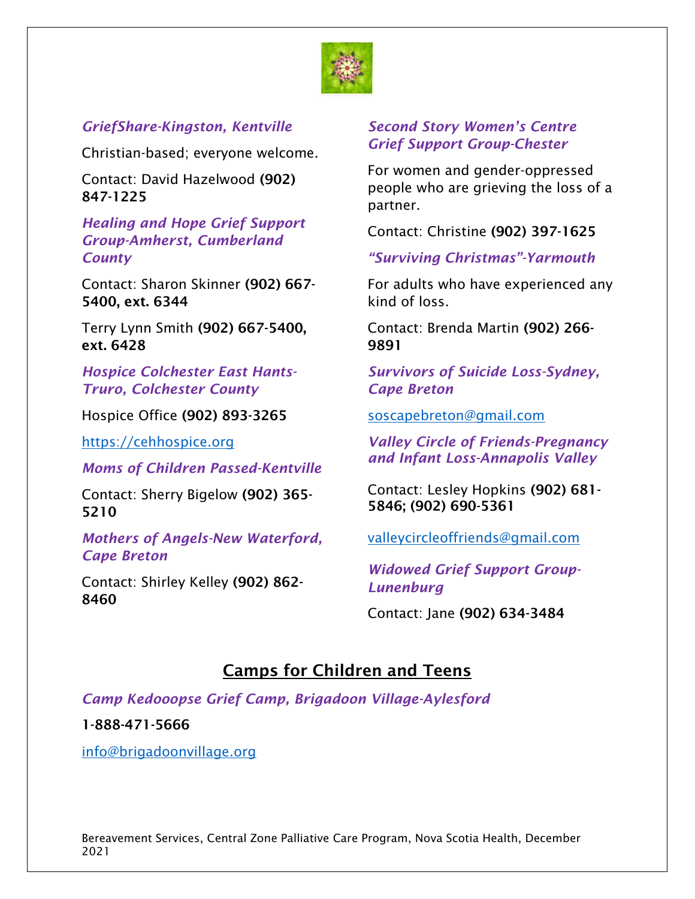*GriefShare-Kingston, Kentville*

Christian-based; everyone welcome.

Contact: David Hazelwood **(902) 847-1225**

*Healing and Hope Grief Support Group-Amherst, Cumberland County*

Contact: Sharon Skinner **(902) 667-5400, ext. 6344**

Terry Lynn Smith **(902) 667-5400, ext. 6428**

*Hospice Colchester East Hants-Truro, Colchester County*

Hospice Office **(902) 893-3265**

https://cehhospice.org

*Moms of Children Passed-Kentville*

Contact: Sherry Bigelow **(902) 365-5210**

*Mothers of Angels-New Waterford, Cape Breton*

Contact: Shirley Kelley **(902) 862-8460**

*Second Story Women's Centre Grief Support Group-Chester*

For women and gender-oppressed people who are grieving the loss of a partner.

Contact: Christine **(902) 397-1625**

*"Surviving Christmas"-Yarmouth*

For adults who have experienced any kind of loss.

Contact: Brenda Martin **(902) 266-9891**

*Survivors of Suicide Loss-Sydney, Cape Breton*

soscapebreton@gmail.com

*Valley Circle of Friends-Pregnancy and Infant Loss-Annapolis Valley*

Contact: Lesley Hopkins **(902) 681-5846; (902) 690-5361**

valleycircleoffriends@gmail.com

*Widowed Grief Support Group-Lunenburg*

Contact: Jane **(902) 634-3484**

## Camps for Children and Teens

*Camp Kedooopse Grief Camp, Brigadoon Village-Aylesford*

**1-888-471-5666**

info@brigadoonvillage.org

Bereavement Services, Central Zone Palliative Care Program, Nova Scotia Health, December 2021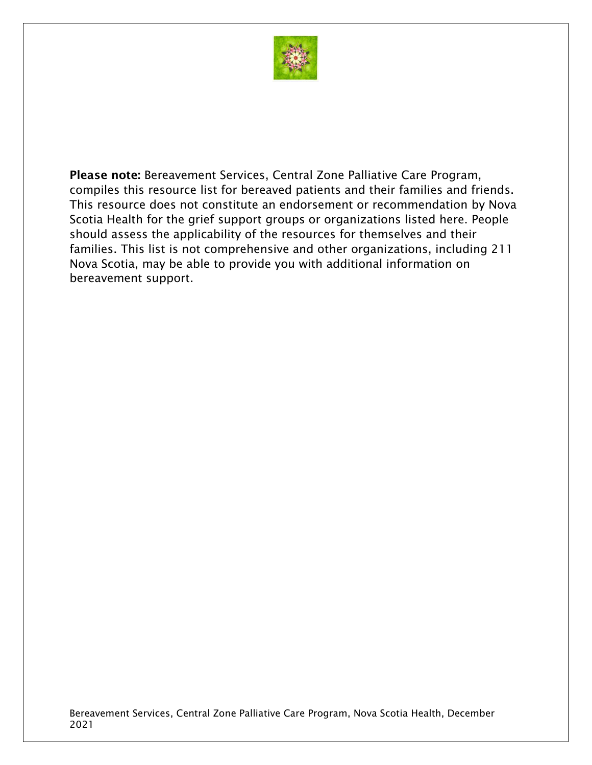**Please note:** Bereavement Services, Central Zone Palliative Care Program, compiles this resource list for bereaved patients and their families and friends. This resource does not constitute an endorsement or recommendation by Nova Scotia Health for the grief support groups or organizations listed here. People should assess the applicability of the resources for themselves and their families. This list is not comprehensive and other organizations, including 211 Nova Scotia, may be able to provide you with additional information on bereavement support.